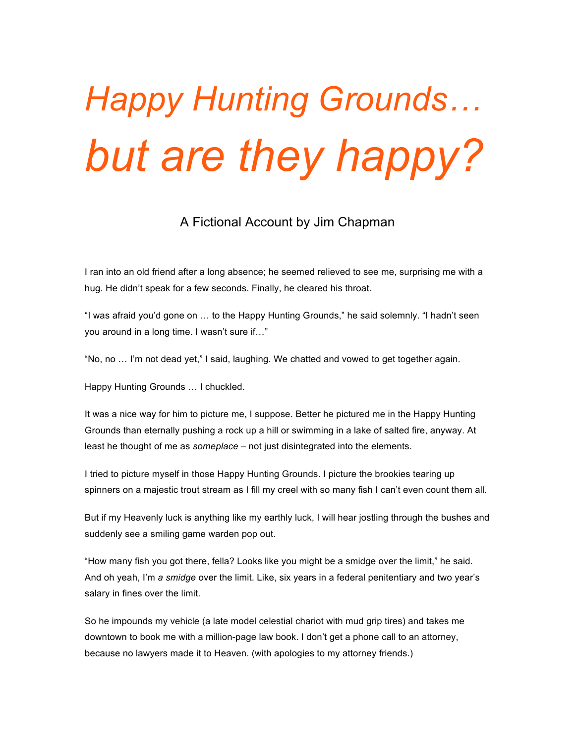# *Happy Hunting Grounds… but are they happy?*

A Fictional Account by Jim Chapman

I ran into an old friend after a long absence; he seemed relieved to see me, surprising me with a hug. He didn't speak for a few seconds. Finally, he cleared his throat.

"I was afraid you'd gone on … to the Happy Hunting Grounds," he said solemnly. "I hadn't seen you around in a long time. I wasn't sure if…"

"No, no … I'm not dead yet," I said, laughing. We chatted and vowed to get together again.

Happy Hunting Grounds … I chuckled.

It was a nice way for him to picture me, I suppose. Better he pictured me in the Happy Hunting Grounds than eternally pushing a rock up a hill or swimming in a lake of salted fire, anyway. At least he thought of me as *someplace* – not just disintegrated into the elements.

I tried to picture myself in those Happy Hunting Grounds. I picture the brookies tearing up spinners on a majestic trout stream as I fill my creel with so many fish I can't even count them all.

But if my Heavenly luck is anything like my earthly luck, I will hear jostling through the bushes and suddenly see a smiling game warden pop out.

"How many fish you got there, fella? Looks like you might be a smidge over the limit," he said. And oh yeah, I'm *a smidge* over the limit. Like, six years in a federal penitentiary and two year's salary in fines over the limit.

So he impounds my vehicle (a late model celestial chariot with mud grip tires) and takes me downtown to book me with a million-page law book. I don't get a phone call to an attorney, because no lawyers made it to Heaven. (with apologies to my attorney friends.)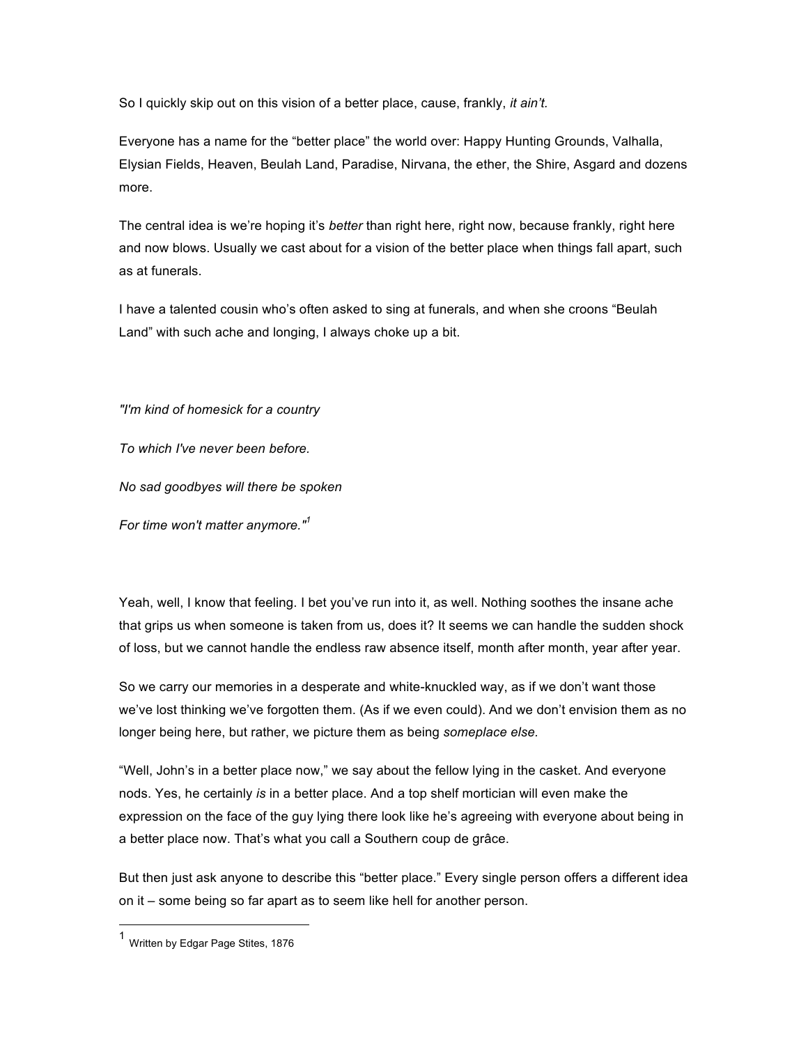So I quickly skip out on this vision of a better place, cause, frankly, *it ain't.*

Everyone has a name for the "better place" the world over: Happy Hunting Grounds, Valhalla, Elysian Fields, Heaven, Beulah Land, Paradise, Nirvana, the ether, the Shire, Asgard and dozens more.

The central idea is we're hoping it's *better* than right here, right now, because frankly, right here and now blows. Usually we cast about for a vision of the better place when things fall apart, such as at funerals.

I have a talented cousin who's often asked to sing at funerals, and when she croons "Beulah Land" with such ache and longing, I always choke up a bit.

*"I'm kind of homesick for a country*

*To which I've never been before.*

*No sad goodbyes will there be spoken*

*For time won't matter anymore."*[1]

Yeah, well, I know that feeling. I bet you've run into it, as well. Nothing soothes the insane ache that grips us when someone is taken from us, does it? It seems we can handle the sudden shock of loss, but we cannot handle the endless raw absence itself, month after month, year after year.

So we carry our memories in a desperate and white-knuckled way, as if we don't want those we've lost thinking we've forgotten them. (As if we even could). And we don't envision them as no longer being here, but rather, we picture them as being *someplace else.*

"Well, John's in a better place now," we say about the fellow lying in the casket. And everyone nods. Yes, he certainly *is* in a better place. And a top shelf mortician will even make the expression on the face of the guy lying there look like he's agreeing with everyone about being in a better place now. That's what you call a Southern coup de grâce.

But then just ask anyone to describe this "better place." Every single person offers a different idea on it – some being so far apart as to seem like hell for another person.

---

[1] Written by Edgar Page Stites, 1876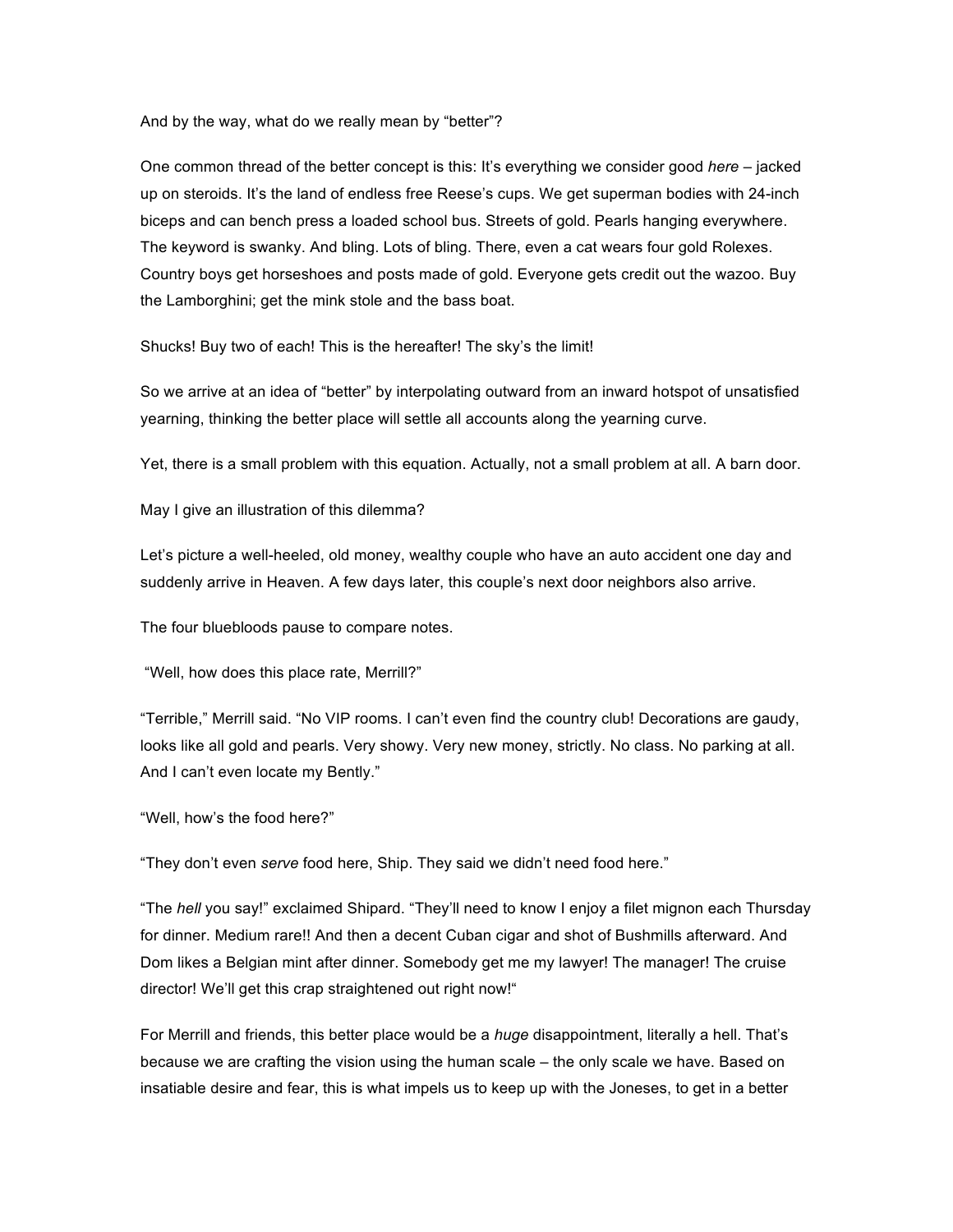And by the way, what do we really mean by "better"?

One common thread of the better concept is this: It's everything we consider good *here* – jacked up on steroids. It's the land of endless free Reese's cups. We get superman bodies with 24-inch biceps and can bench press a loaded school bus. Streets of gold. Pearls hanging everywhere. The keyword is swanky. And bling. Lots of bling. There, even a cat wears four gold Rolexes. Country boys get horseshoes and posts made of gold. Everyone gets credit out the wazoo. Buy the Lamborghini; get the mink stole and the bass boat.

Shucks! Buy two of each! This is the hereafter! The sky's the limit!

So we arrive at an idea of "better" by interpolating outward from an inward hotspot of unsatisfied yearning, thinking the better place will settle all accounts along the yearning curve.

Yet, there is a small problem with this equation. Actually, not a small problem at all. A barn door.

May I give an illustration of this dilemma?

Let's picture a well-heeled, old money, wealthy couple who have an auto accident one day and suddenly arrive in Heaven. A few days later, this couple's next door neighbors also arrive.

The four bluebloods pause to compare notes.

"Well, how does this place rate, Merrill?"

"Terrible," Merrill said. "No VIP rooms. I can't even find the country club! Decorations are gaudy, looks like all gold and pearls. Very showy. Very new money, strictly. No class. No parking at all. And I can't even locate my Bently."

"Well, how's the food here?"

"They don't even *serve* food here, Ship. They said we didn't need food here."

"The *hell* you say!" exclaimed Shipard. "They'll need to know I enjoy a filet mignon each Thursday for dinner. Medium rare!! And then a decent Cuban cigar and shot of Bushmills afterward. And Dom likes a Belgian mint after dinner. Somebody get me my lawyer! The manager! The cruise director! We'll get this crap straightened out right now!"

For Merrill and friends, this better place would be a *huge* disappointment, literally a hell. That's because we are crafting the vision using the human scale – the only scale we have. Based on insatiable desire and fear, this is what impels us to keep up with the Joneses, to get in a better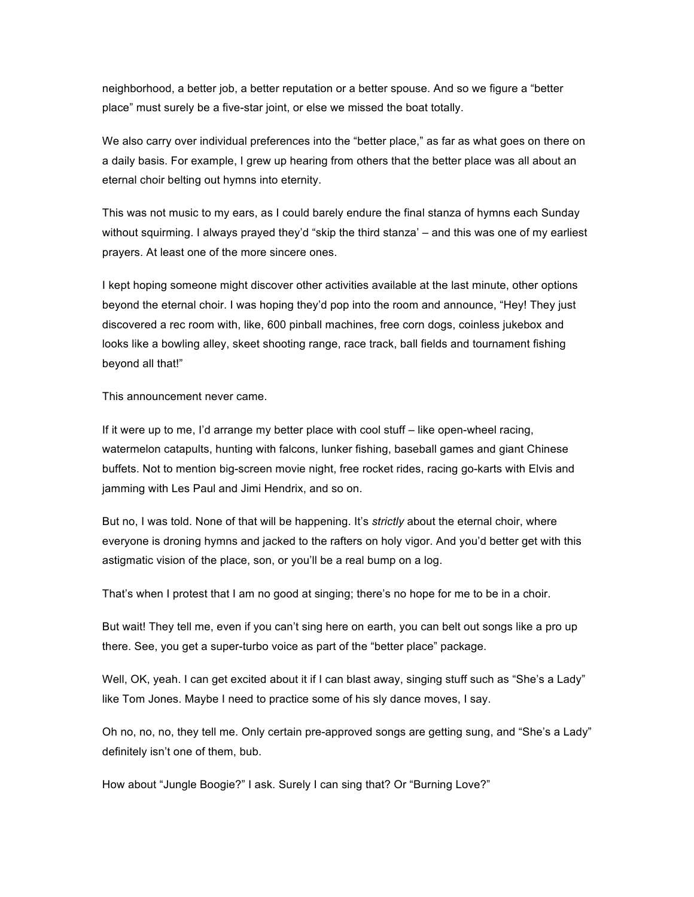neighborhood, a better job, a better reputation or a better spouse. And so we figure a "better place" must surely be a five-star joint, or else we missed the boat totally.

We also carry over individual preferences into the "better place," as far as what goes on there on a daily basis. For example, I grew up hearing from others that the better place was all about an eternal choir belting out hymns into eternity.

This was not music to my ears, as I could barely endure the final stanza of hymns each Sunday without squirming. I always prayed they'd "skip the third stanza' – and this was one of my earliest prayers. At least one of the more sincere ones.

I kept hoping someone might discover other activities available at the last minute, other options beyond the eternal choir. I was hoping they'd pop into the room and announce, "Hey! They just discovered a rec room with, like, 600 pinball machines, free corn dogs, coinless jukebox and looks like a bowling alley, skeet shooting range, race track, ball fields and tournament fishing beyond all that!"

This announcement never came.

If it were up to me, I'd arrange my better place with cool stuff – like open-wheel racing, watermelon catapults, hunting with falcons, lunker fishing, baseball games and giant Chinese buffets. Not to mention big-screen movie night, free rocket rides, racing go-karts with Elvis and jamming with Les Paul and Jimi Hendrix, and so on.

But no, I was told. None of that will be happening. It's *strictly* about the eternal choir, where everyone is droning hymns and jacked to the rafters on holy vigor. And you'd better get with this astigmatic vision of the place, son, or you'll be a real bump on a log.

That's when I protest that I am no good at singing; there's no hope for me to be in a choir.

But wait! They tell me, even if you can't sing here on earth, you can belt out songs like a pro up there. See, you get a super-turbo voice as part of the "better place" package.

Well, OK, yeah. I can get excited about it if I can blast away, singing stuff such as "She's a Lady" like Tom Jones. Maybe I need to practice some of his sly dance moves, I say.

Oh no, no, no, they tell me. Only certain pre-approved songs are getting sung, and "She's a Lady" definitely isn't one of them, bub.

How about "Jungle Boogie?" I ask. Surely I can sing that? Or "Burning Love?"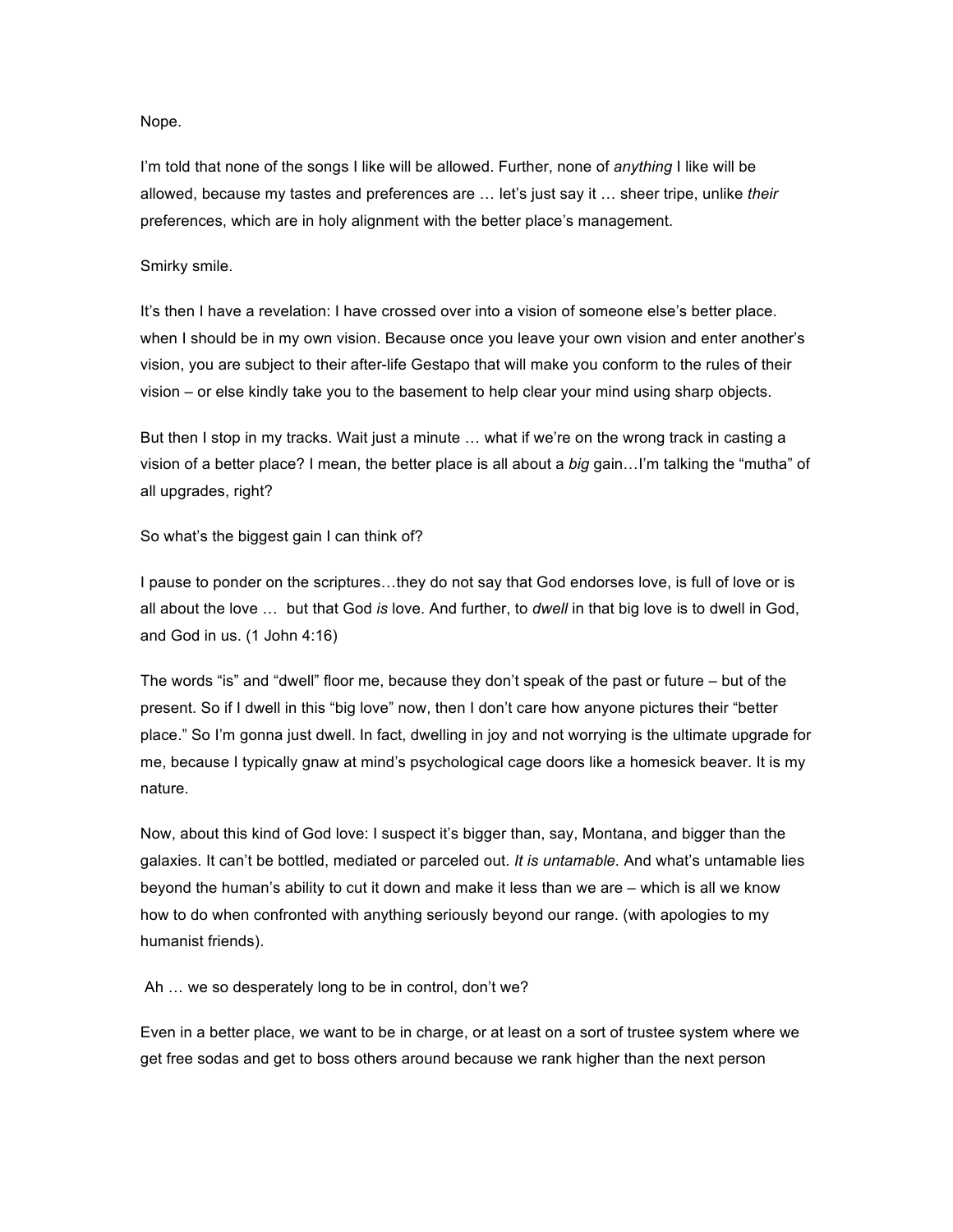Nope.

I'm told that none of the songs I like will be allowed. Further, none of *anything* I like will be allowed, because my tastes and preferences are … let's just say it … sheer tripe, unlike *their* preferences, which are in holy alignment with the better place's management.

Smirky smile.

It's then I have a revelation: I have crossed over into a vision of someone else's better place. when I should be in my own vision. Because once you leave your own vision and enter another's vision, you are subject to their after-life Gestapo that will make you conform to the rules of their vision – or else kindly take you to the basement to help clear your mind using sharp objects.

But then I stop in my tracks. Wait just a minute … what if we're on the wrong track in casting a vision of a better place? I mean, the better place is all about a *big* gain…I'm talking the "mutha" of all upgrades, right?

So what's the biggest gain I can think of?

I pause to ponder on the scriptures…they do not say that God endorses love, is full of love or is all about the love … but that God *is* love. And further, to *dwell* in that big love is to dwell in God, and God in us. (1 John 4:16)

The words "is" and "dwell" floor me, because they don't speak of the past or future – but of the present. So if I dwell in this "big love" now, then I don't care how anyone pictures their "better place." So I'm gonna just dwell. In fact, dwelling in joy and not worrying is the ultimate upgrade for me, because I typically gnaw at mind's psychological cage doors like a homesick beaver. It is my nature.

Now, about this kind of God love: I suspect it's bigger than, say, Montana, and bigger than the galaxies. It can't be bottled, mediated or parceled out. *It is untamable.* And what's untamable lies beyond the human's ability to cut it down and make it less than we are – which is all we know how to do when confronted with anything seriously beyond our range. (with apologies to my humanist friends).

Ah … we so desperately long to be in control, don't we?

Even in a better place, we want to be in charge, or at least on a sort of trustee system where we get free sodas and get to boss others around because we rank higher than the next person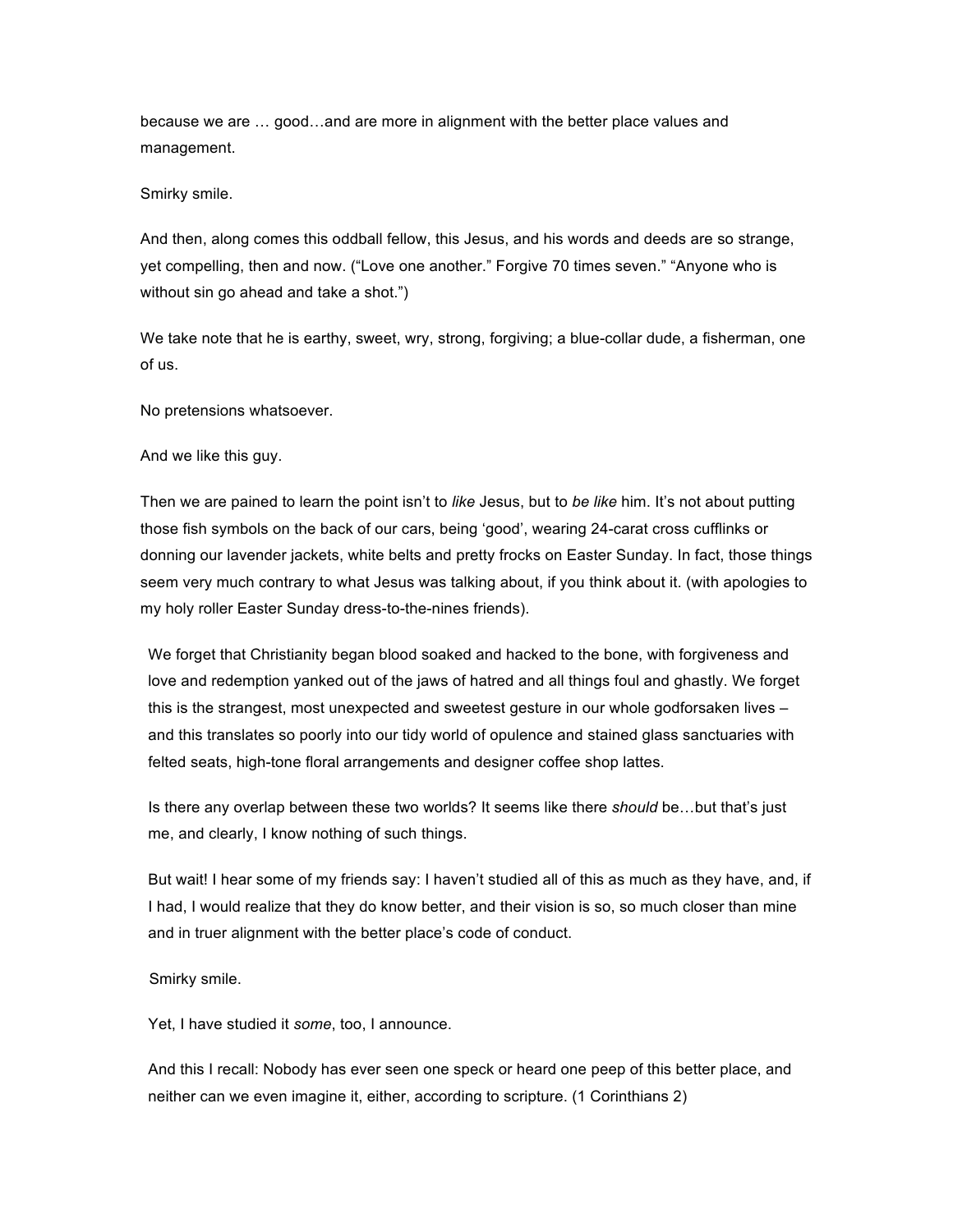because we are … good…and are more in alignment with the better place values and management.

Smirky smile.

And then, along comes this oddball fellow, this Jesus, and his words and deeds are so strange, yet compelling, then and now. ("Love one another." Forgive 70 times seven." "Anyone who is without sin go ahead and take a shot.")

We take note that he is earthy, sweet, wry, strong, forgiving; a blue-collar dude, a fisherman, one of us.

No pretensions whatsoever.

And we like this guy.

Then we are pained to learn the point isn't to *like* Jesus, but to *be like* him. It's not about putting those fish symbols on the back of our cars, being 'good', wearing 24-carat cross cufflinks or donning our lavender jackets, white belts and pretty frocks on Easter Sunday. In fact, those things seem very much contrary to what Jesus was talking about, if you think about it. (with apologies to my holy roller Easter Sunday dress-to-the-nines friends).

We forget that Christianity began blood soaked and hacked to the bone, with forgiveness and love and redemption yanked out of the jaws of hatred and all things foul and ghastly. We forget this is the strangest, most unexpected and sweetest gesture in our whole godforsaken lives – and this translates so poorly into our tidy world of opulence and stained glass sanctuaries with felted seats, high-tone floral arrangements and designer coffee shop lattes.

Is there any overlap between these two worlds? It seems like there *should* be…but that's just me, and clearly, I know nothing of such things.

But wait! I hear some of my friends say: I haven't studied all of this as much as they have, and, if I had, I would realize that they do know better, and their vision is so, so much closer than mine and in truer alignment with the better place's code of conduct.

Smirky smile.

Yet, I have studied it *some*, too, I announce.

And this I recall: Nobody has ever seen one speck or heard one peep of this better place, and neither can we even imagine it, either, according to scripture. (1 Corinthians 2)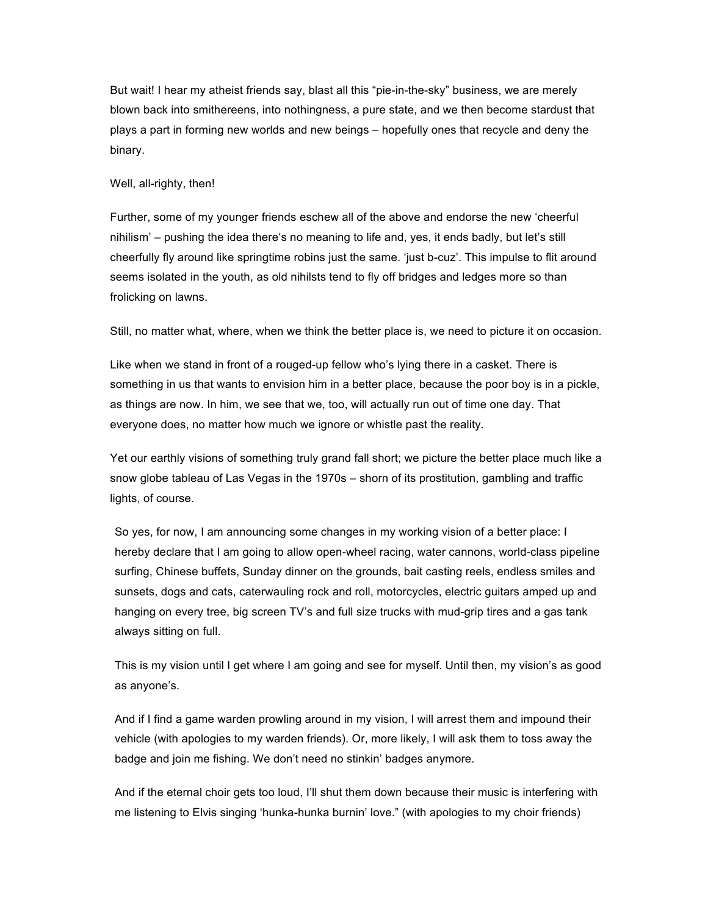But wait! I hear my atheist friends say, blast all this "pie-in-the-sky" business, we are merely blown back into smithereens, into nothingness, a pure state, and we then become stardust that plays a part in forming new worlds and new beings – hopefully ones that recycle and deny the binary.

Well, all-righty, then!

Further, some of my younger friends eschew all of the above and endorse the new 'cheerful nihilism' – pushing the idea there's no meaning to life and, yes, it ends badly, but let's still cheerfully fly around like springtime robins just the same. 'just b-cuz'. This impulse to flit around seems isolated in the youth, as old nihilsts tend to fly off bridges and ledges more so than frolicking on lawns.

Still, no matter what, where, when we think the better place is, we need to picture it on occasion.

Like when we stand in front of a rouged-up fellow who's lying there in a casket. There is something in us that wants to envision him in a better place, because the poor boy is in a pickle, as things are now. In him, we see that we, too, will actually run out of time one day. That everyone does, no matter how much we ignore or whistle past the reality.

Yet our earthly visions of something truly grand fall short; we picture the better place much like a snow globe tableau of Las Vegas in the 1970s – shorn of its prostitution, gambling and traffic lights, of course.

So yes, for now, I am announcing some changes in my working vision of a better place: I hereby declare that I am going to allow open-wheel racing, water cannons, world-class pipeline surfing, Chinese buffets, Sunday dinner on the grounds, bait casting reels, endless smiles and sunsets, dogs and cats, caterwauling rock and roll, motorcycles, electric guitars amped up and hanging on every tree, big screen TV's and full size trucks with mud-grip tires and a gas tank always sitting on full.

This is my vision until I get where I am going and see for myself. Until then, my vision's as good as anyone's.

And if I find a game warden prowling around in my vision, I will arrest them and impound their vehicle (with apologies to my warden friends). Or, more likely, I will ask them to toss away the badge and join me fishing. We don't need no stinkin' badges anymore.

And if the eternal choir gets too loud, I'll shut them down because their music is interfering with me listening to Elvis singing 'hunka-hunka burnin' love." (with apologies to my choir friends)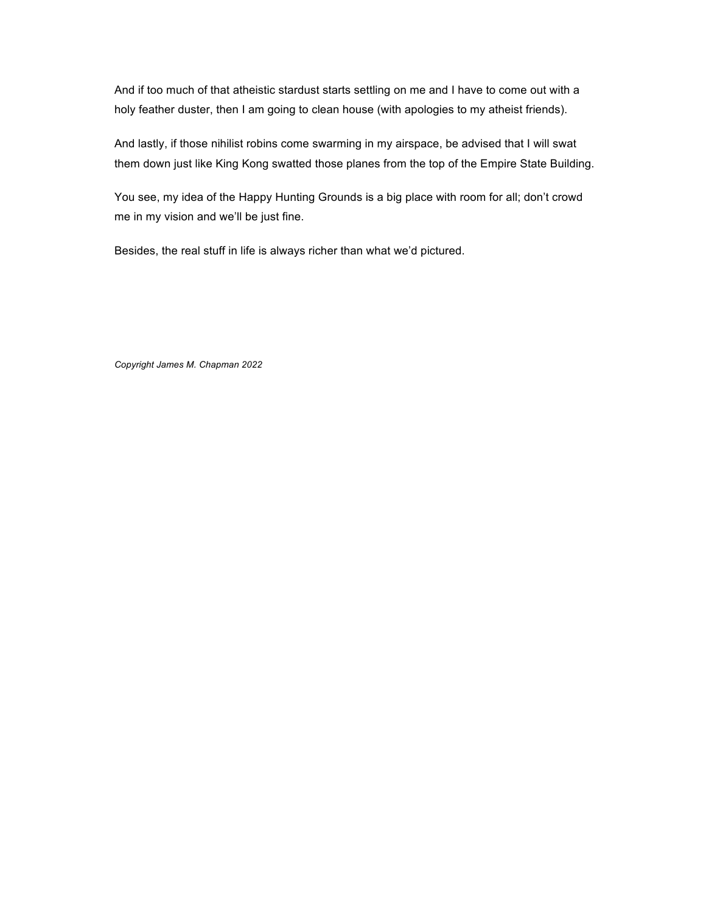And if too much of that atheistic stardust starts settling on me and I have to come out with a holy feather duster, then I am going to clean house (with apologies to my atheist friends).

And lastly, if those nihilist robins come swarming in my airspace, be advised that I will swat them down just like King Kong swatted those planes from the top of the Empire State Building.

You see, my idea of the Happy Hunting Grounds is a big place with room for all; don't crowd me in my vision and we'll be just fine.

Besides, the real stuff in life is always richer than what we'd pictured.

*Copyright James M. Chapman 2022*